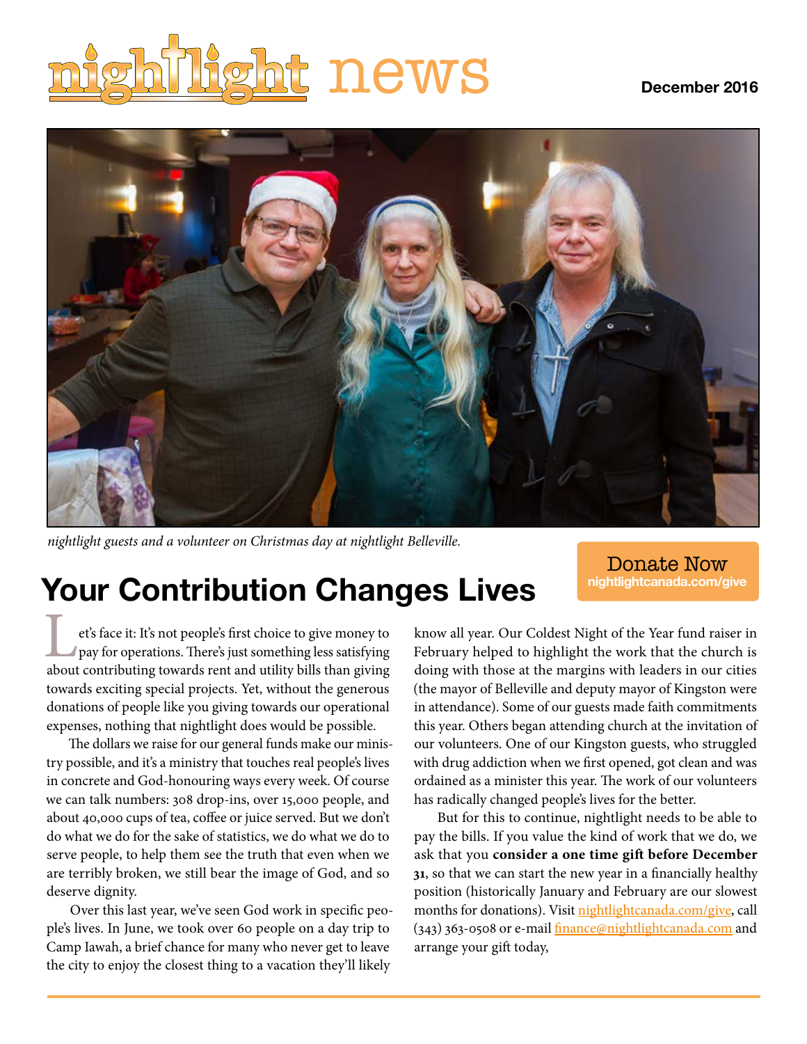# nightlight news

December 2016

*nightlight guests and a volunteer on Christmas day at nightlight Belleville.*

Donate Now
nightlightcanada.com/give

## Your Contribution Changes Lives

Let's face it: It's not people's first choice to give money to pay for operations. There's just something less satisfying about contributing towards rent and utility bills than giving towards exciting special projects. Yet, without the generous donations of people like you giving towards our operational expenses, nothing that nightlight does would be possible.

The dollars we raise for our general funds make our ministry possible, and it's a ministry that touches real people's lives in concrete and God-honouring ways every week. Of course we can talk numbers: 308 drop-ins, over 15,000 people, and about 40,000 cups of tea, coffee or juice served. But we don't do what we do for the sake of statistics, we do what we do to serve people, to help them see the truth that even when we are terribly broken, we still bear the image of God, and so deserve dignity.

Over this last year, we've seen God work in specific people's lives. In June, we took over 60 people on a day trip to Camp Iawah, a brief chance for many who never get to leave the city to enjoy the closest thing to a vacation they'll likely know all year. Our Coldest Night of the Year fund raiser in February helped to highlight the work that the church is doing with those at the margins with leaders in our cities (the mayor of Belleville and deputy mayor of Kingston were in attendance). Some of our guests made faith commitments this year. Others began attending church at the invitation of our volunteers. One of our Kingston guests, who struggled with drug addiction when we first opened, got clean and was ordained as a minister this year. The work of our volunteers has radically changed people's lives for the better.

But for this to continue, nightlight needs to be able to pay the bills. If you value the kind of work that we do, we ask that you **consider a one time gift before December 31**, so that we can start the new year in a financially healthy position (historically January and February are our slowest months for donations). Visit nightlightcanada.com/give, call (343) 363-0508 or e-mail finance@nightlightcanada.com and arrange your gift today,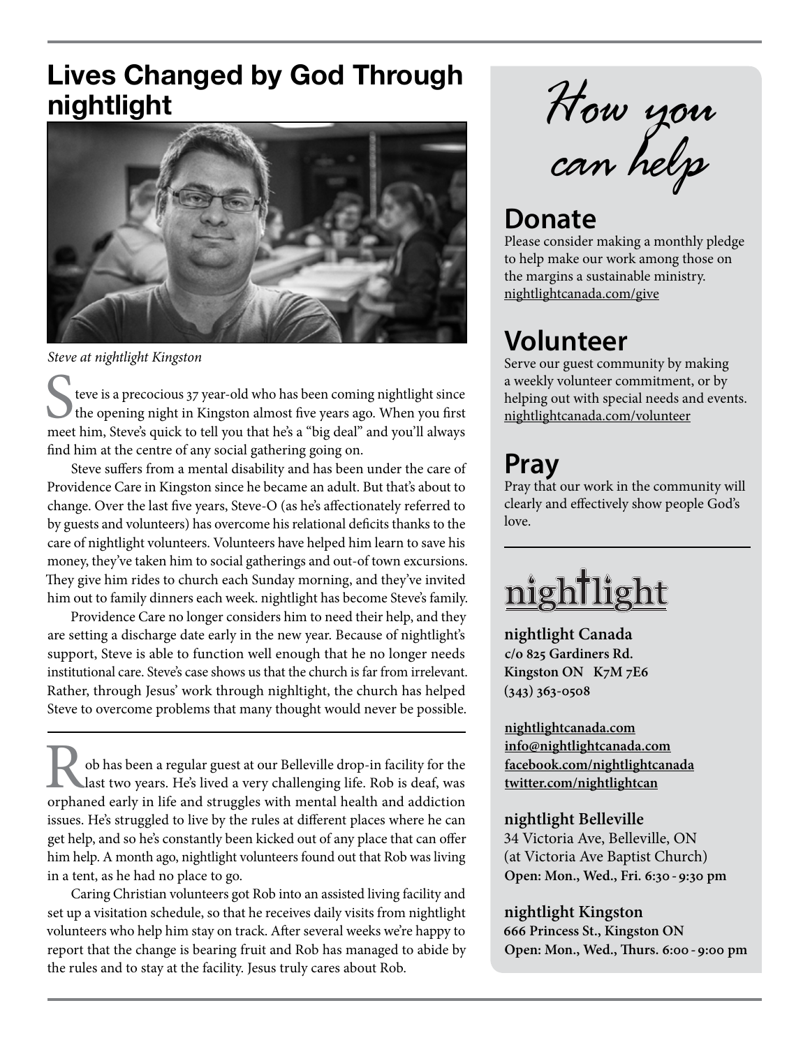## Lives Changed by God Through nightlight

*Steve at nightlight Kingston*

Steve is a precocious 37 year-old who has been coming nightlight since the opening night in Kingston almost five years ago. When you first meet him, Steve's quick to tell you that he's a "big deal" and you'll always find him at the centre of any social gathering going on.

Steve suffers from a mental disability and has been under the care of Providence Care in Kingston since he became an adult. But that's about to change. Over the last five years, Steve-O (as he's affectionately referred to by guests and volunteers) has overcome his relational deficits thanks to the care of nightlight volunteers. Volunteers have helped him learn to save his money, they've taken him to social gatherings and out-of town excursions. They give him rides to church each Sunday morning, and they've invited him out to family dinners each week. nightlight has become Steve's family.

Providence Care no longer considers him to need their help, and they are setting a discharge date early in the new year. Because of nightlight's support, Steve is able to function well enough that he no longer needs institutional care. Steve's case shows us that the church is far from irrelevant. Rather, through Jesus' work through nighltight, the church has helped Steve to overcome problems that many thought would never be possible.

---

Rob has been a regular guest at our Belleville drop-in facility for the last two years. He's lived a very challenging life. Rob is deaf, was orphaned early in life and struggles with mental health and addiction issues. He's struggled to live by the rules at different places where he can get help, and so he's constantly been kicked out of any place that can offer him help. A month ago, nightlight volunteers found out that Rob was living in a tent, as he had no place to go.

Caring Christian volunteers got Rob into an assisted living facility and set up a visitation schedule, so that he receives daily visits from nightlight volunteers who help him stay on track. After several weeks we're happy to report that the change is bearing fruit and Rob has managed to abide by the rules and to stay at the facility. Jesus truly cares about Rob.

## How you can help

### Donate

Please consider making a monthly pledge to help make our work among those on the margins a sustainable ministry.
nightlightcanada.com/give

### Volunteer

Serve our guest community by making a weekly volunteer commitment, or by helping out with special needs and events.
nightlightcanada.com/volunteer

### Pray

Pray that our work in the community will clearly and effectively show people God's love.

---

nightlight

**nightlight Canada**
**c/o 825 Gardiners Rd.**
**Kingston ON K7M 7E6**
**(343) 363-0508**

**nightlightcanada.com**
**info@nightlightcanada.com**
**facebook.com/nightlightcanada**
**twitter.com/nightlightcan**

**nightlight Belleville**
34 Victoria Ave, Belleville, ON
(at Victoria Ave Baptist Church)
**Open: Mon., Wed., Fri. 6:30 - 9:30 pm**

**nightlight Kingston**
**666 Princess St., Kingston ON**
**Open: Mon., Wed., Thurs. 6:00 - 9:00 pm**